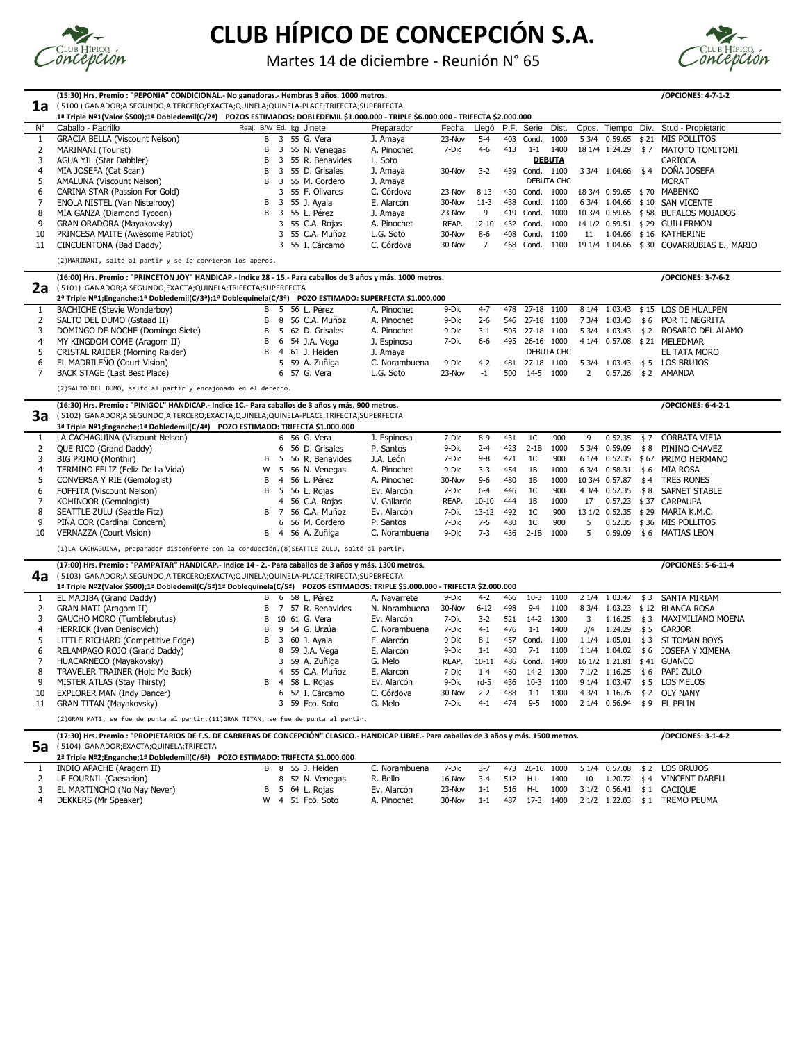# CLUB HÍPICO DE CONCEPCIÓN S.A.

Martes 14 de diciembre - Reunión N° 65

## 1a

**(15:30) Hrs. Premio : "PEPONIA" CONDICIONAL.- No ganadoras.- Hembras 3 años. 1000 metros.** **/OPCIONES: 4-7-1-2**

( 5100 ) GANADOR;A SEGUNDO;A TERCERO;EXACTA;QUINELA;QUINELA-PLACE;TRIFECTA;SUPERFECTA

**1ª Triple Nº1(Valor $500);1ª Dobledemil(C/2ª) POZOS ESTIMADOS: DOBLEDEMIL $1.000.000 - TRIPLE $6.000.000 - TRIFECTA $2.000.000**

| N° | Caballo - Padrillo | Reaj. | B/W | Ed. | kg | Jinete | Preparador | Fecha | Llegó | P.F. | Serie | Dist. | Cpos. | Tiempo | Div. | Stud - Propietario |
|---|---|---|---|---|---|---|---|---|---|---|---|---|---|---|---|---|
| 1 | GRACIA BELLA (Viscount Nelson) | | B | 3 | 55 | G. Vera | J. Amaya | 23-Nov | 5-4 | 403 | Cond. | 1000 | 5 3/4 | 0.59.65 | $ 21 | MIS POLLITOS |
| 2 | MARINANI (Tourist) | | B | 3 | 55 | N. Venegas | A. Pinochet | 7-Dic | 4-6 | 413 | 1-1 | 1400 | 18 1/4 | 1.24.29 | $ 7 | MATOTO TOMITOMI |
| 3 | AGUA YIL (Star Dabbler) | | B | 3 | 55 | R. Benavides | L. Soto | | | | **DEBUTA** | | | | | CARIOCA |
| 4 | MIA JOSEFA (Cat Scan) | | B | 3 | 55 | D. Grisales | J. Amaya | 30-Nov | 3-2 | 439 | Cond. | 1100 | 3 3/4 | 1.04.66 | $ 4 | DOÑA JOSEFA |
| 5 | AMALUNA (Viscount Nelson) | | B | 3 | 55 | M. Cordero | J. Amaya | | | | DEBUTA CHC | | | | | MORAT |
| 6 | CARINA STAR (Passion For Gold) | | | 3 | 55 | F. Olivares | C. Córdova | 23-Nov | 8-13 | 430 | Cond. | 1000 | 18 3/4 | 0.59.65 | $ 70 | MABENKO |
| 7 | ENOLA NISTEL (Van Nistelrooy) | | B | 3 | 55 | J. Ayala | E. Alarcón | 30-Nov | 11-3 | 438 | Cond. | 1100 | 6 3/4 | 1.04.66 | $ 10 | SAN VICENTE |
| 8 | MIA GANZA (Diamond Tycoon) | | B | 3 | 55 | L. Pérez | J. Amaya | 23-Nov | -9 | 419 | Cond. | 1000 | 10 3/4 | 0.59.65 | $ 58 | BUFALOS MOJADOS |
| 9 | GRAN ORADORA (Mayakovsky) | | | 3 | 55 | C.A. Rojas | A. Pinochet | REAP. | 12-10 | 432 | Cond. | 1000 | 14 1/2 | 0.59.51 | $ 29 | GUILLERMON |
| 10 | PRINCESA MAITE (Awesome Patriot) | | | 3 | 55 | C.A. Muñoz | L.G. Soto | 30-Nov | 8-6 | 408 | Cond. | 1100 | 11 | 1.04.66 | $ 16 | KATHERINE |
| 11 | CINCUENTONA (Bad Daddy) | | | 3 | 55 | I. Cárcamo | C. Córdova | 30-Nov | -7 | 468 | Cond. | 1100 | 19 1/4 | 1.04.66 | $ 30 | COVARRUBIAS E., MARIO |

(2)MARINANI, saltó al partir y se le corrieron los aperos.

## 2a

**(16:00) Hrs. Premio : "PRINCETON JOY" HANDICAP.- Indice 28 - 15.- Para caballos de 3 años y más. 1000 metros.** **/OPCIONES: 3-7-6-2**

( 5101) GANADOR;A SEGUNDO;EXACTA;QUINELA;TRIFECTA;SUPERFECTA

**2ª Triple Nº1;Enganche;1ª Dobledemil(C/3ª);1ª Doblequinela(C/3ª) POZO ESTIMADO: SUPERFECTA $1.000.000**

| N° | Caballo - Padrillo | Reaj. | B/W | Ed. | kg | Jinete | Preparador | Fecha | Llegó | P.F. | Serie | Dist. | Cpos. | Tiempo | Div. | Stud - Propietario |
|---|---|---|---|---|---|---|---|---|---|---|---|---|---|---|---|---|
| 1 | BACHICHE (Stevie Wonderboy) | | B | 5 | 56 | L. Pérez | A. Pinochet | 9-Dic | 4-7 | 478 | 27-18 | 1100 | 8 1/4 | 1.03.43 | $ 15 | LOS DE HUALPEN |
| 2 | SALTO DEL DUMO (Gstaad II) | | B | 8 | 56 | C.A. Muñoz | A. Pinochet | 9-Dic | 2-6 | 546 | 27-18 | 1100 | 7 3/4 | 1.03.43 | $ 6 | POR TI NEGRITA |
| 3 | DOMINGO DE NOCHE (Domingo Siete) | | B | 5 | 62 | D. Grisales | A. Pinochet | 9-Dic | 3-1 | 505 | 27-18 | 1100 | 5 3/4 | 1.03.43 | $ 2 | ROSARIO DEL ALAMO |
| 4 | MY KINGDOM COME (Aragorn II) | | B | 6 | 54 | J.A. Vega | J. Espinosa | 7-Dic | 6-6 | 495 | 26-16 | 1000 | 4 1/4 | 0.57.08 | $ 21 | MELEDMAR |
| 5 | CRISTAL RAIDER (Morning Raider) | | B | 4 | 61 | J. Heiden | J. Amaya | | | | DEBUTA CHC | | | | | EL TATA MORO |
| 6 | EL MADRILEÑO (Court Vision) | | | 5 | 59 | A. Zuñiga | C. Norambuena | 9-Dic | 4-2 | 481 | 27-18 | 1100 | 5 3/4 | 1.03.43 | $ 5 | LOS BRUJOS |
| 7 | BACK STAGE (Last Best Place) | | | 6 | 57 | G. Vera | L.G. Soto | 23-Nov | -1 | 500 | 14-5 | 1000 | 2 | 0.57.26 | $ 2 | AMANDA |

(2)SALTO DEL DUMO, saltó al partir y encajonado en el derecho.

## 3a

**(16:30) Hrs. Premio : "PINIGOL" HANDICAP.- Indice 1C.- Para caballos de 3 años y más. 900 metros.** **/OPCIONES: 6-4-2-1**

( 5102) GANADOR;A SEGUNDO;A TERCERO;EXACTA;QUINELA;QUINELA-PLACE;TRIFECTA;SUPERFECTA

**3ª Triple Nº1;Enganche;1ª Dobledemil(C/4ª) POZO ESTIMADO: TRIFECTA $1.000.000**

| N° | Caballo - Padrillo | Reaj. | B/W | Ed. | kg | Jinete | Preparador | Fecha | Llegó | P.F. | Serie | Dist. | Cpos. | Tiempo | Div. | Stud - Propietario |
|---|---|---|---|---|---|---|---|---|---|---|---|---|---|---|---|---|
| 1 | LA CACHAGUINA (Viscount Nelson) | | | 6 | 56 | G. Vera | J. Espinosa | 7-Dic | 8-9 | 431 | 1C | 900 | 9 | 0.52.35 | $ 7 | CORBATA VIEJA |
| 2 | QUE RICO (Grand Daddy) | | | 6 | 56 | D. Grisales | P. Santos | 9-Dic | 2-4 | 423 | 2-1B | 1000 | 5 3/4 | 0.59.09 | $ 8 | PININO CHAVEZ |
| 3 | BIG PRIMO (Monthir) | | B | 5 | 56 | R. Benavides | J.A. León | 7-Dic | 9-8 | 421 | 1C | 900 | 6 1/4 | 0.52.35 | $ 67 | PRIMO HERMANO |
| 4 | TERMINO FELIZ (Feliz De La Vida) | | W | 5 | 56 | N. Venegas | A. Pinochet | 9-Dic | 3-3 | 454 | 1B | 1000 | 6 3/4 | 0.58.31 | $ 6 | MIA ROSA |
| 5 | CONVERSA Y RIE (Gemologist) | | B | 4 | 56 | L. Pérez | A. Pinochet | 30-Nov | 9-6 | 480 | 1B | 1000 | 10 3/4 | 0.57.87 | $ 4 | TRES RONES |
| 6 | FOFFITA (Viscount Nelson) | | B | 5 | 56 | L. Rojas | Ev. Alarcón | 7-Dic | 6-4 | 446 | 1C | 900 | 4 3/4 | 0.52.35 | $ 8 | SAPNET STABLE |
| 7 | KOHINOOR (Gemologist) | | | 4 | 56 | C.A. Rojas | V. Gallardo | REAP. | 10-10 | 444 | 1B | 1000 | 17 | 0.57.23 | $ 37 | CARPAUPA |
| 8 | SEATTLE ZULU (Seattle Fitz) | | B | 7 | 56 | C.A. Muñoz | Ev. Alarcón | 7-Dic | 13-12 | 492 | 1C | 900 | 13 1/2 | 0.52.35 | $ 29 | MARIA K.M.C. |
| 9 | PIÑA COR (Cardinal Concern) | | | 6 | 56 | M. Cordero | P. Santos | 7-Dic | 7-5 | 480 | 1C | 900 | 5 | 0.52.35 | $ 36 | MIS POLLITOS |
| 10 | VERNAZZA (Court Vision) | | B | 4 | 56 | A. Zuñiga | C. Norambuena | 9-Dic | 7-3 | 436 | 2-1B | 1000 | 5 | 0.59.09 | $ 6 | MATIAS LEON |

(1)LA CACHAGUINA, preparador disconforme con la conducción.(8)SEATTLE ZULU, saltó al partir.

## 4a

**(17:00) Hrs. Premio : "PAMPATAR" HANDICAP.- Indice 14 - 2.- Para caballos de 3 años y más. 1300 metros.** **/OPCIONES: 5-6-11-4**

( 5103) GANADOR;A SEGUNDO;A TERCERO;EXACTA;QUINELA;QUINELA-PLACE;TRIFECTA;SUPERFECTA

**1ª Triple Nº2(Valor $500);1ª Dobledemil(C/5ª)1ª Doblequinela(C/5ª) POZOS ESTIMADOS: TRIPLE $5.000.000 - TRIFECTA $2.000.000**

| N° | Caballo - Padrillo | Reaj. | B/W | Ed. | kg | Jinete | Preparador | Fecha | Llegó | P.F. | Serie | Dist. | Cpos. | Tiempo | Div. | Stud - Propietario |
|---|---|---|---|---|---|---|---|---|---|---|---|---|---|---|---|---|
| 1 | EL MADIBA (Grand Daddy) | | B | 6 | 58 | L. Pérez | A. Navarrete | 9-Dic | 4-2 | 466 | 10-3 | 1100 | 2 1/4 | 1.03.47 | $ 3 | SANTA MIRIAM |
| 2 | GRAN MATI (Aragorn II) | | B | 7 | 57 | R. Benavides | N. Norambuena | 30-Nov | 6-12 | 498 | 9-4 | 1100 | 8 3/4 | 1.03.23 | $ 12 | BLANCA ROSA |
| 3 | GAUCHO MORO (Tumblebrutus) | | B | 10 | 61 | G. Vera | Ev. Alarcón | 7-Dic | 3-2 | 521 | 14-2 | 1300 | 3 | 1.16.25 | $ 3 | MAXIMILIANO MOENA |
| 4 | HERRICK (Ivan Denisovich) | | B | 9 | 54 | G. Urzúa | C. Norambuena | 7-Dic | 4-1 | 476 | 1-1 | 1400 | 3/4 | 1.24.29 | $ 5 | CARJOR |
| 5 | LITTLE RICHARD (Competitive Edge) | | B | 3 | 60 | J. Ayala | E. Alarcón | 9-Dic | 8-1 | 457 | Cond. | 1100 | 1 1/4 | 1.05.01 | $ 3 | SI TOMAN BOYS |
| 6 | RELAMPAGO ROJO (Grand Daddy) | | | 8 | 59 | J.A. Vega | E. Alarcón | 9-Dic | 1-1 | 480 | 7-1 | 1100 | 1 1/4 | 1.04.02 | $ 6 | JOSEFA Y XIMENA |
| 7 | HUACARNECO (Mayakovsky) | | | 3 | 59 | A. Zuñiga | G. Melo | REAP. | 10-11 | 486 | Cond. | 1400 | 16 1/2 | 1.21.81 | $ 41 | GUANCO |
| 8 | TRAVELER TRAINER (Hold Me Back) | | | 4 | 55 | C.A. Muñoz | E. Alarcón | 7-Dic | 1-4 | 460 | 14-2 | 1300 | 7 1/2 | 1.16.25 | $ 6 | PAPI ZULO |
| 9 | MISTER ATLAS (Stay Thirsty) | | B | 4 | 58 | L. Rojas | Ev. Alarcón | 9-Dic | rd-5 | 436 | 10-3 | 1100 | 9 1/4 | 1.03.47 | $ 5 | LOS MELOS |
| 10 | EXPLORER MAN (Indy Dancer) | | | 6 | 52 | I. Cárcamo | C. Córdova | 30-Nov | 2-2 | 488 | 1-1 | 1300 | 4 3/4 | 1.16.76 | $ 2 | OLY NANY |
| 11 | GRAN TITAN (Mayakovsky) | | | 3 | 59 | Fco. Soto | G. Melo | 7-Dic | 4-1 | 474 | 9-5 | 1000 | 2 1/4 | 0.56.94 | $ 9 | EL PELIN |

(2)GRAN MATI, se fue de punta al partir.(11)GRAN TITAN, se fue de punta al partir.

## 5a

**(17:30) Hrs. Premio : "PROPIETARIOS DE F.S. DE CARRERAS DE CONCEPCIÓN" CLASICO.- HANDICAP LIBRE.- Para caballos de 3 años y más. 1500 metros.** **/OPCIONES: 3-1-4-2**

( 5104) GANADOR;EXACTA;QUINELA;TRIFECTA

**2ª Triple Nº2;Enganche;1ª Dobledemil(C/6ª) POZO ESTIMADO: TRIFECTA $1.000.000**

| N° | Caballo - Padrillo | Reaj. | B/W | Ed. | kg | Jinete | Preparador | Fecha | Llegó | P.F. | Serie | Dist. | Cpos. | Tiempo | Div. | Stud - Propietario |
|---|---|---|---|---|---|---|---|---|---|---|---|---|---|---|---|---|
| 1 | INDIO APACHE (Aragorn II) | | B | 8 | 55 | J. Heiden | C. Norambuena | 7-Dic | 3-7 | 473 | 26-16 | 1000 | 5 1/4 | 0.57.08 | $ 2 | LOS BRUJOS |
| 2 | LE FOURNIL (Caesarion) | | | 8 | 52 | N. Venegas | R. Bello | 16-Nov | 3-4 | 512 | H-L | 1400 | 10 | 1.20.72 | $ 4 | VINCENT DARELL |
| 3 | EL MARTINCHO (No Nay Never) | | B | 5 | 64 | L. Rojas | Ev. Alarcón | 23-Nov | 1-1 | 516 | H-L | 1000 | 3 1/2 | 0.56.41 | $ 1 | CACIQUE |
| 4 | DEKKERS (Mr Speaker) | | W | 4 | 51 | Fco. Soto | A. Pinochet | 30-Nov | 1-1 | 487 | 17-3 | 1400 | 2 1/2 | 1.22.03 | $ 1 | TREMO PEUMA |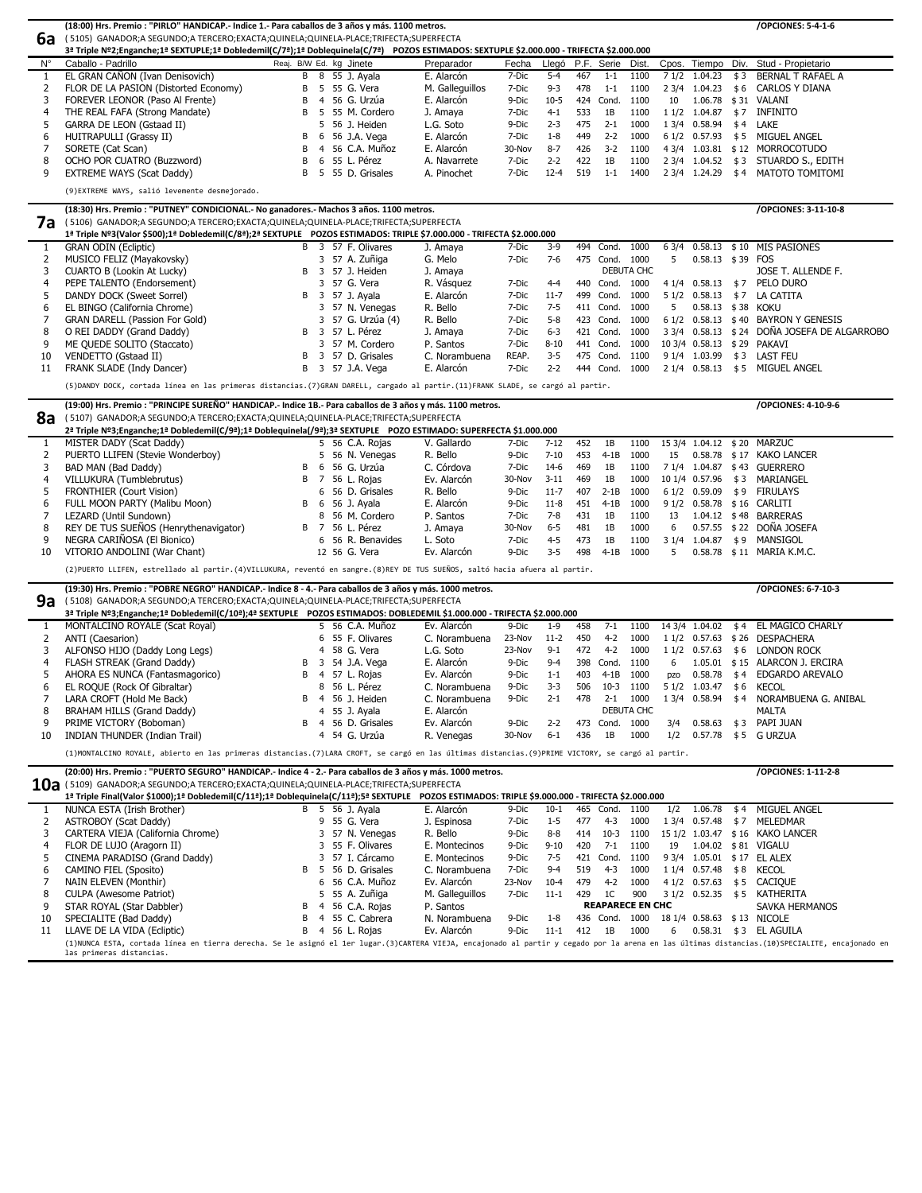## 6a

**(18:00) Hrs. Premio : "PIRLO" HANDICAP.- Indice 1.- Para caballos de 3 años y más. 1100 metros.** /OPCIONES: 5-4-1-6

(5105) GANADOR;A SEGUNDO;A TERCERO;EXACTA;QUINELA;QUINELA-PLACE;TRIFECTA;SUPERFECTA

3ª Triple Nº2;Enganche;1ª SEXTUPLE;1ª Dobledemil(C/7ª);1ª Doblequinela(C/7ª) POZOS ESTIMADOS: SEXTUPLE $2.000.000 - TRIFECTA $2.000.000

| N° | Caballo - Padrillo | Reaj. | B/W | Ed. | kg | Jinete | Preparador | Fecha | Llegó | P.F. | Serie | Dist. | Cpos. | Tiempo | Div. | Stud - Propietario |
|---|---|---|---|---|---|---|---|---|---|---|---|---|---|---|---|---|
| 1 | EL GRAN CAÑON (Ivan Denisovich) | | B | 8 | 55 | J. Ayala | E. Alarcón | 7-Dic | 5-4 | 467 | 1-1 | 1100 | 7 1/2 | 1.04.23 | $ 3 | BERNAL T RAFAEL A |
| 2 | FLOR DE LA PASION (Distorted Economy) | | B | 5 | 55 | G. Vera | M. Galleguillos | 7-Dic | 9-3 | 478 | 1-1 | 1100 | 2 3/4 | 1.04.23 | $ 6 | CARLOS Y DIANA |
| 3 | FOREVER LEONOR (Paso Al Frente) | | B | 4 | 56 | G. Urzúa | E. Alarcón | 9-Dic | 10-5 | 424 | Cond. | 1100 | 10 | 1.06.78 | $ 31 | VALANI |
| 4 | THE REAL FAFA (Strong Mandate) | | B | 5 | 55 | M. Cordero | J. Amaya | 7-Dic | 4-1 | 533 | 1B | 1100 | 1 1/2 | 1.04.87 | $ 7 | INFINITO |
| 5 | GARRA DE LEON (Gstaad II) | | | 5 | 56 | J. Heiden | L.G. Soto | 9-Dic | 2-3 | 475 | 2-1 | 1000 | 1 3/4 | 0.58.94 | $ 4 | LAKE |
| 6 | HUITRAPULLI (Grassy II) | | B | 6 | 56 | J.A. Vega | E. Alarcón | 7-Dic | 1-8 | 449 | 2-2 | 1000 | 6 1/2 | 0.57.93 | $ 5 | MIGUEL ANGEL |
| 7 | SORETE (Cat Scan) | | B | 4 | 56 | C.A. Muñoz | E. Alarcón | 30-Nov | 8-7 | 426 | 3-2 | 1100 | 4 3/4 | 1.03.81 | $ 12 | MORROCOTUDO |
| 8 | OCHO POR CUATRO (Buzzword) | | B | 6 | 55 | L. Pérez | A. Navarrete | 7-Dic | 2-2 | 422 | 1B | 1100 | 2 3/4 | 1.04.52 | $ 3 | STUARDO S., EDITH |
| 9 | EXTREME WAYS (Scat Daddy) | | B | 5 | 55 | D. Grisales | A. Pinochet | 7-Dic | 12-4 | 519 | 1-1 | 1400 | 2 3/4 | 1.24.29 | $ 4 | MATOTO TOMITOMI |

(9)EXTREME WAYS, salió levemente desmejorado.

## 7a

**(18:30) Hrs. Premio : "PUTNEY" CONDICIONAL.- No ganadores.- Machos 3 años. 1100 metros.** /OPCIONES: 3-11-10-8

(5106) GANADOR;A SEGUNDO;A TERCERO;EXACTA;QUINELA;QUINELA-PLACE;TRIFECTA;SUPERFECTA

1ª Triple Nº3(Valor $500);1ª Dobledemil(C/8ª);2ª SEXTUPLE POZOS ESTIMADOS: TRIPLE $7.000.000 - TRIFECTA $2.000.000

| N° | Caballo - Padrillo | Reaj. | B/W | Ed. | kg | Jinete | Preparador | Fecha | Llegó | P.F. | Serie | Dist. | Cpos. | Tiempo | Div. | Stud - Propietario |
|---|---|---|---|---|---|---|---|---|---|---|---|---|---|---|---|---|
| 1 | GRAN ODIN (Ecliptic) | | B | 3 | 57 | F. Olivares | J. Amaya | 7-Dic | 3-9 | 494 | Cond. | 1000 | 6 3/4 | 0.58.13 | $ 10 | MIS PASIONES |
| 2 | MUSICO FELIZ (Mayakovsky) | | | 3 | 57 | A. Zuñiga | G. Melo | 7-Dic | 7-6 | 475 | Cond. | 1000 | 5 | 0.58.13 | $ 39 | FOS |
| 3 | CUARTO B (Lookin At Lucky) | | B | 3 | 57 | J. Heiden | J. Amaya | | | | DEBUTA CHC | | | | | JOSE T. ALLENDE F. |
| 4 | PEPE TALENTO (Endorsement) | | | 3 | 57 | G. Vera | R. Vásquez | 7-Dic | 4-4 | 440 | Cond. | 1000 | 4 1/4 | 0.58.13 | $ 7 | PELO DURO |
| 5 | DANDY DOCK (Sweet Sorrel) | | B | 3 | 57 | J. Ayala | E. Alarcón | 7-Dic | 11-7 | 499 | Cond. | 1000 | 5 1/2 | 0.58.13 | $ 7 | LA CATITA |
| 6 | EL BINGO (California Chrome) | | | 3 | 57 | N. Venegas | R. Bello | 7-Dic | 7-5 | 411 | Cond. | 1000 | 5 | 0.58.13 | $ 38 | KOKU |
| 7 | GRAN DARELL (Passion For Gold) | | | 3 | 57 | G. Urzúa (4) | R. Bello | 7-Dic | 5-8 | 423 | Cond. | 1000 | 6 1/2 | 0.58.13 | $ 40 | BAYRON Y GENESIS |
| 8 | O REI DADDY (Grand Daddy) | | B | 3 | 57 | L. Pérez | J. Amaya | 7-Dic | 6-3 | 421 | Cond. | 1000 | 3 3/4 | 0.58.13 | $ 24 | DOÑA JOSEFA DE ALGARROBO |
| 9 | ME QUEDE SOLITO (Staccato) | | | 3 | 57 | M. Cordero | P. Santos | 7-Dic | 8-10 | 441 | Cond. | 1000 | 10 3/4 | 0.58.13 | $ 29 | PAKAVI |
| 10 | VENDETTO (Gstaad II) | | B | 3 | 57 | D. Grisales | C. Norambuena | REAP. | 3-5 | 475 | Cond. | 1100 | 9 1/4 | 1.03.99 | $ 3 | LAST FEU |
| 11 | FRANK SLADE (Indy Dancer) | | B | 3 | 57 | J.A. Vega | E. Alarcón | 7-Dic | 2-2 | 444 | Cond. | 1000 | 2 1/4 | 0.58.13 | $ 5 | MIGUEL ANGEL |

(5)DANDY DOCK, cortada línea en las primeras distancias.(7)GRAN DARELL, cargado al partir.(11)FRANK SLADE, se cargó al partir.

## 8a

**(19:00) Hrs. Premio : "PRINCIPE SUREÑO" HANDICAP.- Indice 1B.- Para caballos de 3 años y más. 1100 metros.** /OPCIONES: 4-10-9-6

(5107) GANADOR;A SEGUNDO;A TERCERO;EXACTA;QUINELA;QUINELA-PLACE;TRIFECTA;SUPERFECTA

2ª Triple Nº3;Enganche;1ª Dobledemil(C/9ª);1ª Doblequinela(/9ª);3ª SEXTUPLE POZO ESTIMADO: SUPERFECTA $1.000.000

| N° | Caballo - Padrillo | Reaj. | B/W | Ed. | kg | Jinete | Preparador | Fecha | Llegó | P.F. | Serie | Dist. | Cpos. | Tiempo | Div. | Stud - Propietario |
|---|---|---|---|---|---|---|---|---|---|---|---|---|---|---|---|---|
| 1 | MISTER DADY (Scat Daddy) | | | 5 | 56 | C.A. Rojas | V. Gallardo | 7-Dic | 7-12 | 452 | 1B | 1100 | 15 3/4 | 1.04.12 | $ 20 | MARZUC |
| 2 | PUERTO LLIFEN (Stevie Wonderboy) | | | 5 | 56 | N. Venegas | R. Bello | 9-Dic | 7-10 | 453 | 4-1B | 1000 | 15 | 0.58.78 | $ 17 | KAKO LANCER |
| 3 | BAD MAN (Bad Daddy) | | B | 6 | 56 | G. Urzúa | C. Córdova | 7-Dic | 14-6 | 469 | 1B | 1100 | 7 1/4 | 1.04.87 | $ 43 | GUERRERO |
| 4 | VILLUKURA (Tumblebrutus) | | B | 7 | 56 | L. Rojas | Ev. Alarcón | 30-Nov | 3-11 | 469 | 1B | 1000 | 10 1/4 | 0.57.96 | $ 3 | MARIANGEL |
| 5 | FRONTHIER (Court Vision) | | | 6 | 56 | D. Grisales | R. Bello | 9-Dic | 11-7 | 407 | 2-1B | 1000 | 6 1/2 | 0.59.09 | $ 9 | FIRULAYS |
| 6 | FULL MOON PARTY (Malibu Moon) | | B | 6 | 56 | J. Ayala | E. Alarcón | 9-Dic | 11-8 | 451 | 4-1B | 1000 | 9 1/2 | 0.58.78 | $ 16 | CARLITI |
| 7 | LEZARD (Until Sundown) | | | 8 | 56 | M. Cordero | P. Santos | 7-Dic | 7-8 | 431 | 1B | 1100 | 13 | 1.04.12 | $ 48 | BARRERAS |
| 8 | REY DE TUS SUEÑOS (Henrythenavigator) | | B | 7 | 56 | L. Pérez | J. Amaya | 30-Nov | 6-5 | 481 | 1B | 1000 | 6 | 0.57.55 | $ 22 | DOÑA JOSEFA |
| 9 | NEGRA CARIÑOSA (El Bionico) | | | 6 | 56 | R. Benavides | L. Soto | 7-Dic | 4-5 | 473 | 1B | 1100 | 3 1/4 | 1.04.87 | $ 9 | MANSIGOL |
| 10 | VITORIO ANDOLINI (War Chant) | | | 12 | 56 | G. Vera | Ev. Alarcón | 9-Dic | 3-5 | 498 | 4-1B | 1000 | 5 | 0.58.78 | $ 11 | MARIA K.M.C. |

(2)PUERTO LLIFEN, estrellado al partir.(4)VILLUKURA, reventó en sangre.(8)REY DE TUS SUEÑOS, saltó hacia afuera al partir.

## 9a

**(19:30) Hrs. Premio : "POBRE NEGRO" HANDICAP.- Indice 8 - 4.- Para caballos de 3 años y más. 1000 metros.** /OPCIONES: 6-7-10-3

(5108) GANADOR;A SEGUNDO;A TERCERO;EXACTA;QUINELA;QUINELA-PLACE;TRIFECTA;SUPERFECTA

3ª Triple Nº3;Enganche;1ª Dobledemil(C/10ª);4ª SEXTUPLE POZOS ESTIMADOS: DOBLEDEMIL $1.000.000 - TRIFECTA $2.000.000

| N° | Caballo - Padrillo | Reaj. | B/W | Ed. | kg | Jinete | Preparador | Fecha | Llegó | P.F. | Serie | Dist. | Cpos. | Tiempo | Div. | Stud - Propietario |
|---|---|---|---|---|---|---|---|---|---|---|---|---|---|---|---|---|
| 1 | MONTALCINO ROYALE (Scat Royal) | | | 5 | 56 | C.A. Muñoz | Ev. Alarcón | 9-Dic | 1-9 | 458 | 7-1 | 1100 | 14 3/4 | 1.04.02 | $ 4 | EL MAGICO CHARLY |
| 2 | ANTI (Caesarion) | | | 6 | 55 | F. Olivares | C. Norambuena | 23-Nov | 11-2 | 450 | 4-2 | 1000 | 1 1/2 | 0.57.63 | $ 26 | DESPACHERA |
| 3 | ALFONSO HIJO (Daddy Long Legs) | | | 4 | 58 | G. Vera | L.G. Soto | 23-Nov | 9-1 | 472 | 4-2 | 1000 | 1 1/2 | 0.57.63 | $ 6 | LONDON ROCK |
| 4 | FLASH STREAK (Grand Daddy) | | B | 3 | 54 | J.A. Vega | E. Alarcón | 9-Dic | 9-4 | 398 | Cond. | 1100 | 6 | 1.05.01 | $ 15 | ALARCON J. ERCIRA |
| 5 | AHORA ES NUNCA (Fantasmagorico) | | B | 4 | 57 | L. Rojas | Ev. Alarcón | 9-Dic | 1-1 | 403 | 4-1B | 1000 | pzo | 0.58.78 | $ 4 | EDGARDO AREVALO |
| 6 | EL ROQUE (Rock Of Gibraltar) | | | 8 | 56 | L. Pérez | C. Norambuena | 9-Dic | 3-3 | 506 | 10-3 | 1100 | 5 1/2 | 1.03.47 | $ 6 | KECOL |
| 7 | LARA CROFT (Hold Me Back) | | B | 4 | 56 | J. Heiden | C. Norambuena | 9-Dic | 2-1 | 478 | 2-1 | 1000 | 1 3/4 | 0.58.94 | $ 4 | NORAMBUENA G. ANIBAL |
| 8 | BRAHAM HILLS (Grand Daddy) | | | 4 | 55 | J. Ayala | E. Alarcón | | | | DEBUTA CHC | | | | | MALTA |
| 9 | PRIME VICTORY (Boboman) | | B | 4 | 56 | D. Grisales | Ev. Alarcón | 9-Dic | 2-2 | 473 | Cond. | 1000 | 3/4 | 0.58.63 | $ 3 | PAPI JUAN |
| 10 | INDIAN THUNDER (Indian Trail) | | | 4 | 54 | G. Urzúa | R. Venegas | 30-Nov | 6-1 | 436 | 1B | 1000 | 1/2 | 0.57.78 | $ 5 | G URZUA |

(1)MONTALCINO ROYALE, abierto en las primeras distancias.(7)LARA CROFT, se cargó en las últimas distancias.(9)PRIME VICTORY, se cargó al partir.

## 10a

**(20:00) Hrs. Premio : "PUERTO SEGURO" HANDICAP.- Indice 4 - 2.- Para caballos de 3 años y más. 1000 metros.** /OPCIONES: 1-11-2-8

(5109) GANADOR;A SEGUNDO;A TERCERO;EXACTA;QUINELA;QUINELA-PLACE;TRIFECTA;SUPERFECTA

1ª Triple Final(Valor $1000);1ª Dobledemil(C/11ª);1ª Doblequinela(C/11ª);5ª SEXTUPLE POZOS ESTIMADOS: TRIPLE $9.000.000 - TRIFECTA $2.000.000

| N° | Caballo - Padrillo | Reaj. | B/W | Ed. | kg | Jinete | Preparador | Fecha | Llegó | P.F. | Serie | Dist. | Cpos. | Tiempo | Div. | Stud - Propietario |
|---|---|---|---|---|---|---|---|---|---|---|---|---|---|---|---|---|
| 1 | NUNCA ESTA (Irish Brother) | | B | 5 | 56 | J. Ayala | E. Alarcón | 9-Dic | 10-1 | 465 | Cond. | 1100 | 1/2 | 1.06.78 | $ 4 | MIGUEL ANGEL |
| 2 | ASTROBOY (Scat Daddy) | | | 9 | 55 | G. Vera | J. Espinosa | 7-Dic | 1-5 | 477 | 4-3 | 1000 | 1 3/4 | 0.57.48 | $ 7 | MELEDMAR |
| 3 | CARTERA VIEJA (California Chrome) | | | 3 | 57 | N. Venegas | R. Bello | 9-Dic | 8-8 | 414 | 10-3 | 1100 | 15 1/2 | 1.03.47 | $ 16 | KAKO LANCER |
| 4 | FLOR DE LUJO (Aragorn II) | | | 3 | 55 | F. Olivares | E. Montecinos | 9-Dic | 9-10 | 420 | 7-1 | 1100 | 19 | 1.04.02 | $ 81 | VIGALU |
| 5 | CINEMA PARADISO (Grand Daddy) | | | 3 | 57 | I. Cárcamo | E. Montecinos | 9-Dic | 7-5 | 421 | Cond. | 1100 | 9 3/4 | 1.05.01 | $ 17 | EL ALEX |
| 6 | CAMINO FIEL (Sposito) | | B | 5 | 56 | D. Grisales | C. Norambuena | 7-Dic | 9-4 | 519 | 4-3 | 1000 | 1 1/4 | 0.57.48 | $ 8 | KECOL |
| 7 | NAIN ELEVEN (Monthir) | | | 6 | 56 | C.A. Muñoz | Ev. Alarcón | 23-Nov | 10-4 | 479 | 4-2 | 1000 | 4 1/2 | 0.57.63 | $ 5 | CACIQUE |
| 8 | CULPA (Awesome Patriot) | | | 5 | 55 | A. Zuñiga | M. Galleguillos | 7-Dic | 11-1 | 429 | 1C | 900 | 3 1/2 | 0.52.35 | $ 5 | KATHERITA |
| 9 | STAR ROYAL (Star Dabbler) | | B | 4 | 56 | C.A. Rojas | P. Santos | | | | REAPARECE EN CHC | | | | | SAVKA HERMANOS |
| 10 | SPECIALITE (Bad Daddy) | | B | 4 | 55 | C. Cabrera | N. Norambuena | 9-Dic | 1-8 | 436 | Cond. | 1000 | 18 1/4 | 0.58.63 | $ 13 | NICOLE |
| 11 | LLAVE DE LA VIDA (Ecliptic) | | B | 4 | 56 | L. Rojas | Ev. Alarcón | 9-Dic | 11-1 | 412 | 1B | 1000 | 6 | 0.58.31 | $ 3 | EL AGUILA |

(1)NUNCA ESTA, cortada línea en tierra derecha. Se le asignó el 1er lugar.(3)CARTERA VIEJA, encajonado al partir y cegado por la arena en las últimas distancias.(10)SPECIALITE, encajonado en las primeras distancias.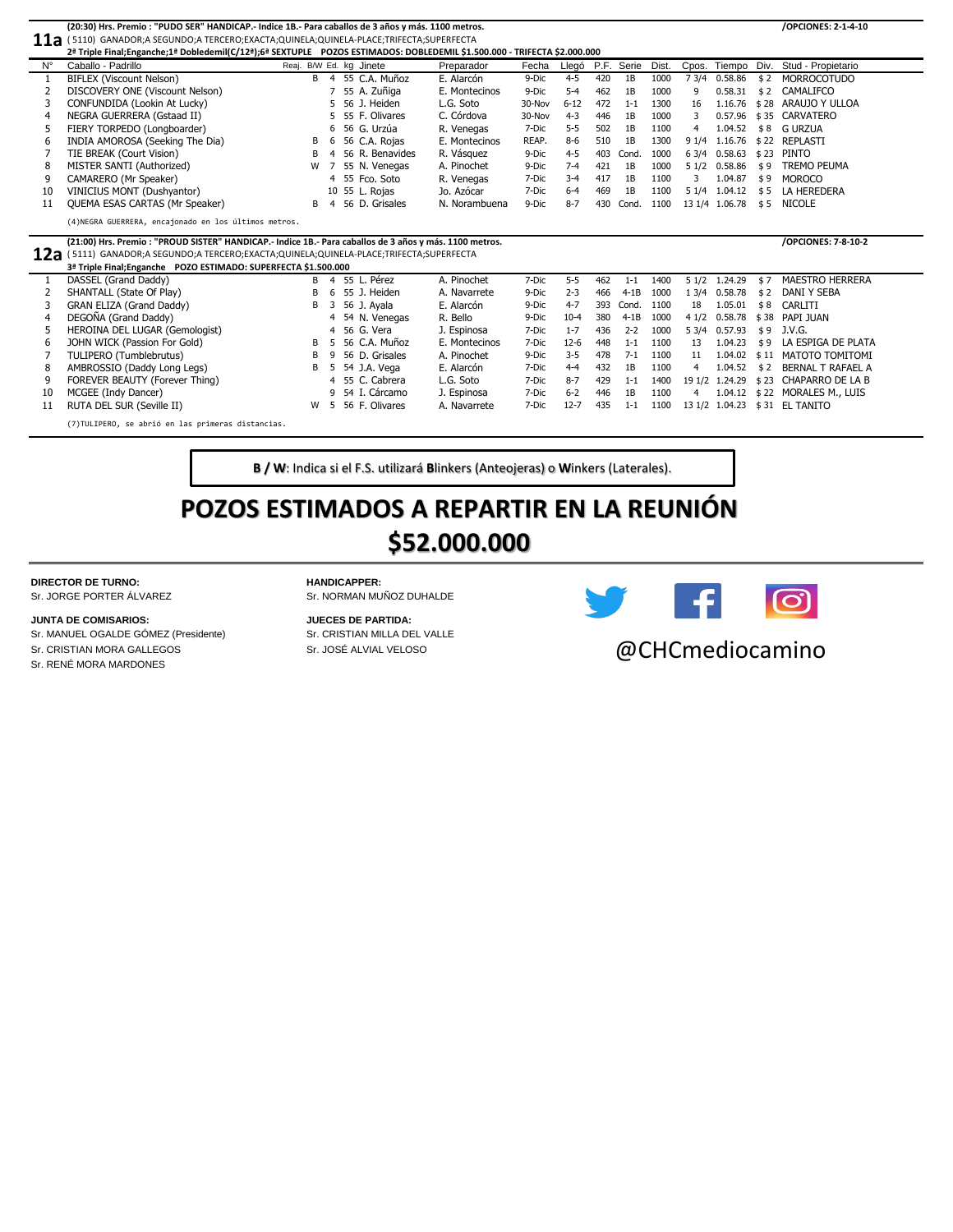**11a** (20:30) Hrs. Premio : "PUDO SER" HANDICAP.- Indice 1B.- Para caballos de 3 años y más. 1100 metros. **/OPCIONES: 2-1-4-10**

(5110) GANADOR;A SEGUNDO;A TERCERO;EXACTA;QUINELA;QUINELA-PLACE;TRIFECTA;SUPERFECTA

**2ª Triple Final;Enganche;1ª Dobledemil(C/12ª);6ª SEXTUPLE POZOS ESTIMADOS: DOBLEDEMIL $1.500.000 - TRIFECTA $2.000.000**

| N° | Caballo - Padrillo | Reaj. | B/W | Ed. | kg | Jinete | Preparador | Fecha | Llegó | P.F. | Serie | Dist. | Cpos. | Tiempo | Div. | Stud - Propietario |
|---|---|---|---|---|---|---|---|---|---|---|---|---|---|---|---|---|
| 1 | BIFLEX (Viscount Nelson) | | B | 4 | 55 | C.A. Muñoz | E. Alarcón | 9-Dic | 4-5 | 420 | 1B | 1000 | 7 3/4 | 0.58.86 | $ 2 | MORROCOTUDO |
| 2 | DISCOVERY ONE (Viscount Nelson) | | | 7 | 55 | A. Zuñiga | E. Montecinos | 9-Dic | 5-4 | 462 | 1B | 1000 | 9 | 0.58.31 | $ 2 | CAMALIFCO |
| 3 | CONFUNDIDA (Lookin At Lucky) | | | 5 | 56 | J. Heiden | L.G. Soto | 30-Nov | 6-12 | 472 | 1-1 | 1300 | 16 | 1.16.76 | $ 28 | ARAUJO Y ULLOA |
| 4 | NEGRA GUERRERA (Gstaad II) | | | 5 | 55 | F. Olivares | C. Córdova | 30-Nov | 4-3 | 446 | 1B | 1000 | 3 | 0.57.96 | $ 35 | CARVATERO |
| 5 | FIERY TORPEDO (Longboarder) | | | 6 | 56 | G. Urzúa | R. Venegas | 7-Dic | 5-5 | 502 | 1B | 1100 | 4 | 1.04.52 | $ 8 | G URZUA |
| 6 | INDIA AMOROSA (Seeking The Dia) | | B | 6 | 56 | C.A. Rojas | E. Montecinos | REAP. | 8-6 | 510 | 1B | 1300 | 9 1/4 | 1.16.76 | $ 22 | REPLASTI |
| 7 | TIE BREAK (Court Vision) | | B | 4 | 56 | R. Benavides | R. Vásquez | 9-Dic | 4-5 | 403 | Cond. | 1000 | 6 3/4 | 0.58.63 | $ 23 | PINTO |
| 8 | MISTER SANTI (Authorized) | | W | 7 | 55 | N. Venegas | A. Pinochet | 9-Dic | 7-4 | 421 | 1B | 1000 | 5 1/2 | 0.58.86 | $ 9 | TREMO PEUMA |
| 9 | CAMARERO (Mr Speaker) | | | 4 | 55 | Fco. Soto | R. Venegas | 7-Dic | 3-4 | 417 | 1B | 1100 | 3 | 1.04.87 | $ 9 | MOROCO |
| 10 | VINICIUS MONT (Dushyantor) | | | 10 | 55 | L. Rojas | Jo. Azócar | 7-Dic | 6-4 | 469 | 1B | 1100 | 5 1/4 | 1.04.12 | $ 5 | LA HEREDERA |
| 11 | QUEMA ESAS CARTAS (Mr Speaker) | | B | 4 | 56 | D. Grisales | N. Norambuena | 9-Dic | 8-7 | 430 | Cond. | 1100 | 13 1/4 | 1.06.78 | $ 5 | NICOLE |

(4)NEGRA GUERRERA, encajonado en los últimos metros.

**12a** (21:00) Hrs. Premio : "PROUD SISTER" HANDICAP.- Indice 1B.- Para caballos de 3 años y más. 1100 metros. **/OPCIONES: 7-8-10-2**

(5111) GANADOR;A SEGUNDO;A TERCERO;EXACTA;QUINELA;QUINELA-PLACE;TRIFECTA;SUPERFECTA

**3ª Triple Final;Enganche POZO ESTIMADO: SUPERFECTA $1.500.000**

| N° | Caballo - Padrillo | Reaj. | B/W | Ed. | kg | Jinete | Preparador | Fecha | Llegó | P.F. | Serie | Dist. | Cpos. | Tiempo | Div. | Stud - Propietario |
|---|---|---|---|---|---|---|---|---|---|---|---|---|---|---|---|---|
| 1 | DASSEL (Grand Daddy) | | B | 4 | 55 | L. Pérez | A. Pinochet | 7-Dic | 5-5 | 462 | 1-1 | 1400 | 5 1/2 | 1.24.29 | $ 7 | MAESTRO HERRERA |
| 2 | SHANTALL (State Of Play) | | B | 6 | 55 | J. Heiden | A. Navarrete | 9-Dic | 2-3 | 466 | 4-1B | 1000 | 1 3/4 | 0.58.78 | $ 2 | DANI Y SEBA |
| 3 | GRAN ELIZA (Grand Daddy) | | B | 3 | 56 | J. Ayala | E. Alarcón | 9-Dic | 4-7 | 393 | Cond. | 1100 | 18 | 1.05.01 | $ 8 | CARLITI |
| 4 | DEGOÑA (Grand Daddy) | | | 4 | 54 | N. Venegas | R. Bello | 9-Dic | 10-4 | 380 | 4-1B | 1000 | 4 1/2 | 0.58.78 | $ 38 | PAPI JUAN |
| 5 | HEROINA DEL LUGAR (Gemologist) | | | 4 | 56 | G. Vera | J. Espinosa | 7-Dic | 1-7 | 436 | 2-2 | 1000 | 5 3/4 | 0.57.93 | $ 9 | J.V.G. |
| 6 | JOHN WICK (Passion For Gold) | | B | 5 | 56 | C.A. Muñoz | E. Montecinos | 7-Dic | 12-6 | 448 | 1-1 | 1100 | 13 | 1.04.23 | $ 9 | LA ESPIGA DE PLATA |
| 7 | TULIPERO (Tumblebrutus) | | B | 9 | 56 | D. Grisales | A. Pinochet | 9-Dic | 3-5 | 478 | 7-1 | 1100 | 11 | 1.04.02 | $ 11 | MATOTO TOMITOMI |
| 8 | AMBROSSIO (Daddy Long Legs) | | B | 5 | 54 | J.A. Vega | E. Alarcón | 7-Dic | 4-4 | 432 | 1B | 1100 | 4 | 1.04.52 | $ 2 | BERNAL T RAFAEL A |
| 9 | FOREVER BEAUTY (Forever Thing) | | | 4 | 55 | C. Cabrera | L.G. Soto | 7-Dic | 8-7 | 429 | 1-1 | 1400 | 19 1/2 | 1.24.29 | $ 23 | CHAPARRO DE LA B |
| 10 | MCGEE (Indy Dancer) | | | 9 | 54 | I. Cárcamo | J. Espinosa | 7-Dic | 6-2 | 446 | 1B | 1100 | 4 | 1.04.12 | $ 22 | MORALES M., LUIS |
| 11 | RUTA DEL SUR (Seville II) | | W | 5 | 56 | F. Olivares | A. Navarrete | 7-Dic | 12-7 | 435 | 1-1 | 1100 | 13 1/2 | 1.04.23 | $ 31 | EL TANITO |

(7)TULIPERO, se abrió en las primeras distancias.

**B / W**: Indica si el F.S. utilizará **B**linkers (Anteojeras) o **W**inkers (Laterales).

# POZOS ESTIMADOS A REPARTIR EN LA REUNIÓN
# $52.000.000

**DIRECTOR DE TURNO:**
Sr. JORGE PORTER ÁLVAREZ

**JUNTA DE COMISARIOS:**
Sr. MANUEL OGALDE GÓMEZ (Presidente)
Sr. CRISTIAN MORA GALLEGOS
Sr. RENÉ MORA MARDONES

**HANDICAPPER:**
Sr. NORMAN MUÑOZ DUHALDE

**JUECES DE PARTIDA:**
Sr. CRISTIAN MILLA DEL VALLE
Sr. JOSÉ ALVIAL VELOSO

@CHCmediocamino